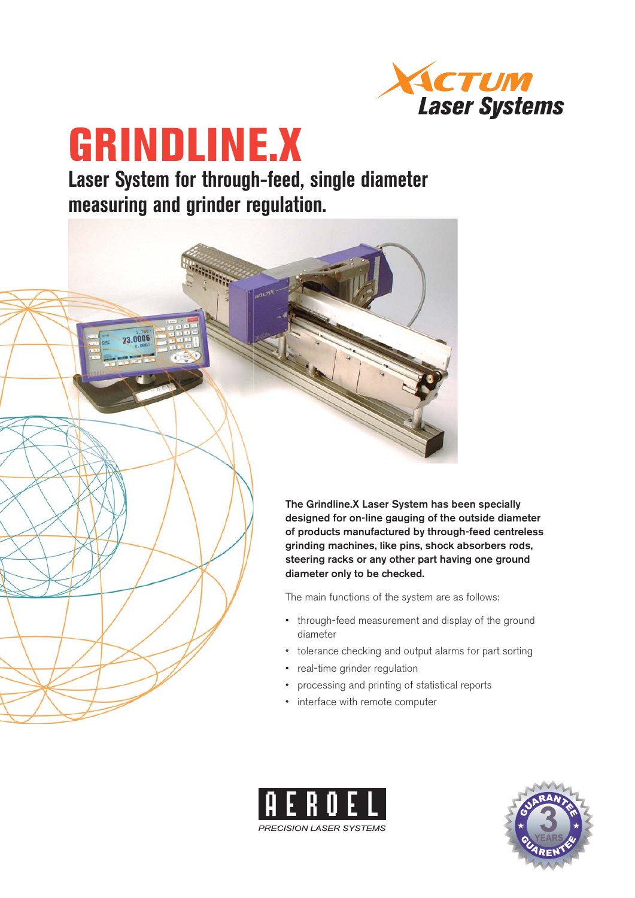XACTUM Laser Systems

# GRINDLINE.X

## Laser System for through-feed, single diameter measuring and grinder regulation.

**The Grindline.X Laser System has been specially designed for on-line gauging of the outside diameter of products manufactured by through-feed centreless grinding machines, like pins, shock absorbers rods, steering racks or any other part having one ground diameter only to be checked.**

The main functions of the system are as follows:

- through-feed measurement and display of the ground diameter
- tolerance checking and output alarms for part sorting
- real-time grinder regulation
- processing and printing of statistical reports
- interface with remote computer

AEROEL
PRECISION LASER SYSTEMS

GUARANTEE 3 YEARS GUARENTEE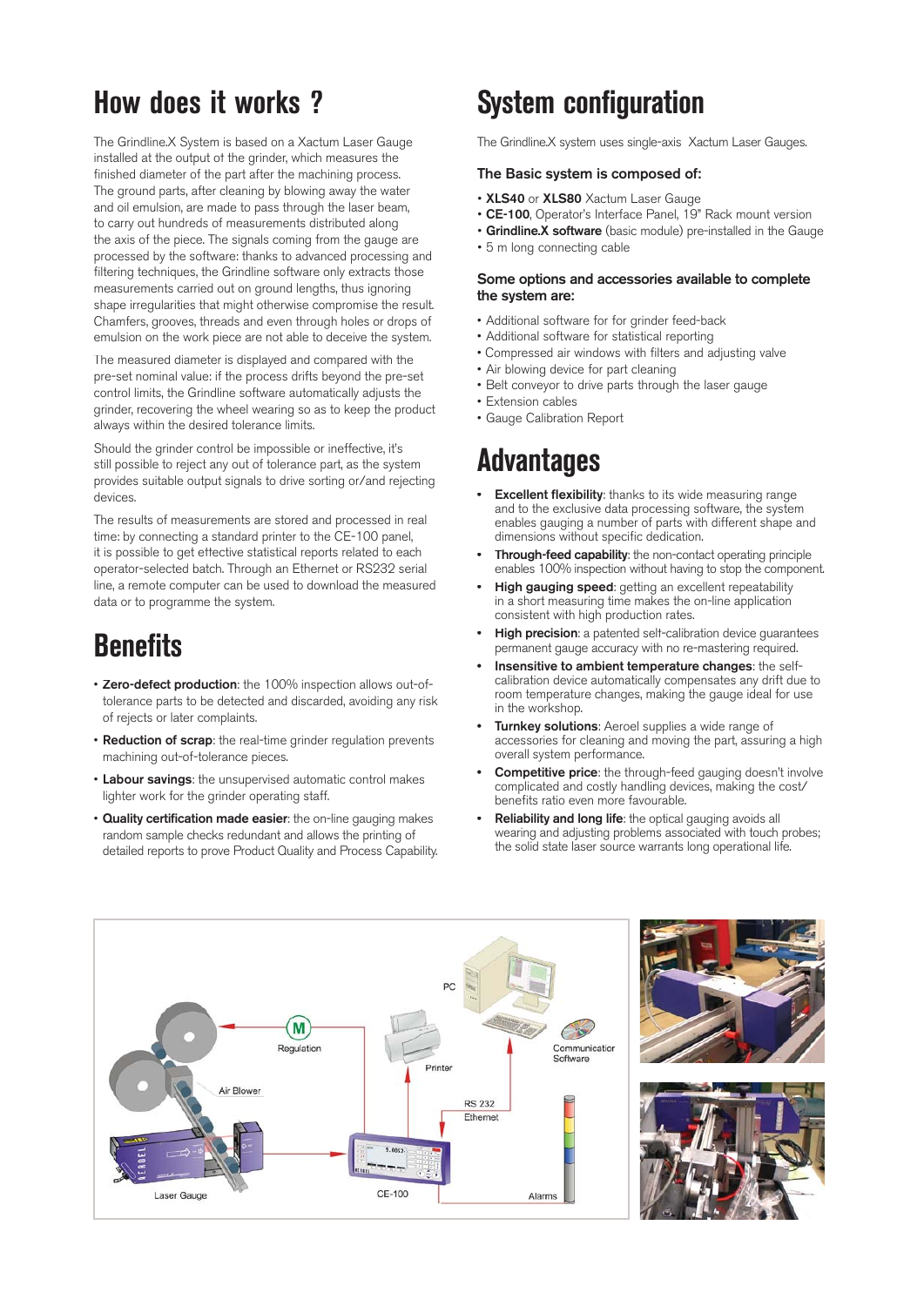# How does it works ?

The Grindline.X System is based on a Xactum Laser Gauge installed at the output of the grinder, which measures the finished diameter of the part after the machining process. The ground parts, after cleaning by blowing away the water and oil emulsion, are made to pass through the laser beam, to carry out hundreds of measurements distributed along the axis of the piece. The signals coming from the gauge are processed by the software: thanks to advanced processing and filtering techniques, the Grindline software only extracts those measurements carried out on ground lengths, thus ignoring shape irregularities that might otherwise compromise the result. Chamfers, grooves, threads and even through holes or drops of emulsion on the work piece are not able to deceive the system.

The measured diameter is displayed and compared with the pre-set nominal value: if the process drifts beyond the pre-set control limits, the Grindline software automatically adjusts the grinder, recovering the wheel wearing so as to keep the product always within the desired tolerance limits.

Should the grinder control be impossible or ineffective, it's still possible to reject any out of tolerance part, as the system provides suitable output signals to drive sorting or/and rejecting devices.

The results of measurements are stored and processed in real time: by connecting a standard printer to the CE-100 panel, it is possible to get effective statistical reports related to each operator-selected batch. Through an Ethernet or RS232 serial line, a remote computer can be used to download the measured data or to programme the system.

# Benefits

- **Zero-defect production**: the 100% inspection allows out-of-tolerance parts to be detected and discarded, avoiding any risk of rejects or later complaints.
- **Reduction of scrap**: the real-time grinder regulation prevents machining out-of-tolerance pieces.
- **Labour savings**: the unsupervised automatic control makes lighter work for the grinder operating staff.
- **Quality certification made easier**: the on-line gauging makes random sample checks redundant and allows the printing of detailed reports to prove Product Quality and Process Capability.

# System configuration

The Grindline.X system uses single-axis Xactum Laser Gauges.

### The Basic system is composed of:

- **XLS40** or **XLS80** Xactum Laser Gauge
- **CE-100**, Operator's Interface Panel, 19" Rack mount version
- **Grindline.X software** (basic module) pre-installed in the Gauge
- 5 m long connecting cable

### Some options and accessories available to complete the system are:

- Additional software for for grinder feed-back
- Additional software for statistical reporting
- Compressed air windows with filters and adjusting valve
- Air blowing device for part cleaning
- Belt conveyor to drive parts through the laser gauge
- Extension cables
- Gauge Calibration Report

# Advantages

- **Excellent flexibility**: thanks to its wide measuring range and to the exclusive data processing software, the system enables gauging a number of parts with different shape and dimensions without specific dedication.
- **Through-feed capability**: the non-contact operating principle enables 100% inspection without having to stop the component.
- **High gauging speed**: getting an excellent repeatability in a short measuring time makes the on-line application consistent with high production rates.
- **High precision**: a patented self-calibration device guarantees permanent gauge accuracy with no re-mastering required.
- **Insensitive to ambient temperature changes**: the self-calibration device automatically compensates any drift due to room temperature changes, making the gauge ideal for use in the workshop.
- **Turnkey solutions**: Aeroel supplies a wide range of accessories for cleaning and moving the part, assuring a high overall system performance.
- **Competitive price**: the through-feed gauging doesn't involve complicated and costly handling devices, making the cost/benefits ratio even more favourable.
- **Reliability and long life**: the optical gauging avoids all wearing and adjusting problems associated with touch probes; the solid state laser source warrants long operational life.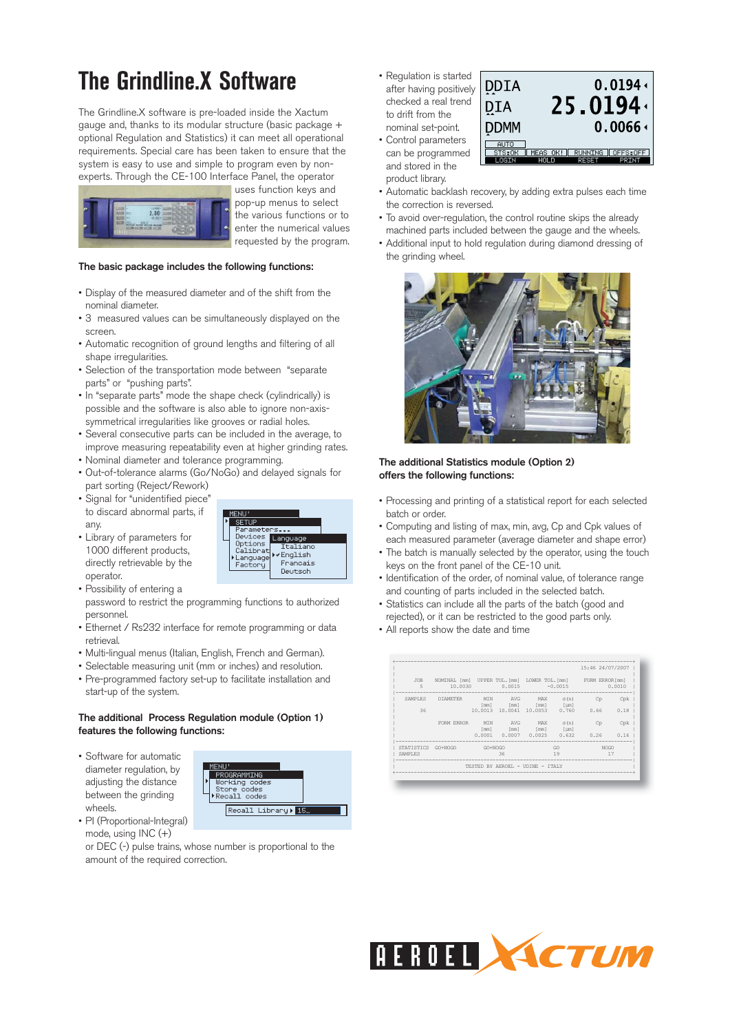# The Grindline.X Software

The Grindline.X software is pre-loaded inside the Xactum gauge and, thanks to its modular structure (basic package + optional Regulation and Statistics) it can meet all operational requirements. Special care has been taken to ensure that the system is easy to use and simple to program even by non-experts. Through the CE-100 Interface Panel, the operator uses function keys and pop-up menus to select the various functions or to enter the numerical values requested by the program.

### The basic package includes the following functions:

- Display of the measured diameter and of the shift from the nominal diameter.
- 3 measured values can be simultaneously displayed on the screen.
- Automatic recognition of ground lengths and filtering of all shape irregularities.
- Selection of the transportation mode between "separate parts" or "pushing parts".
- In "separate parts" mode the shape check (cylindrically) is possible and the software is also able to ignore non-axis-symmetrical irregularities like grooves or radial holes.
- Several consecutive parts can be included in the average, to improve measuring repeatability even at higher grinding rates.
- Nominal diameter and tolerance programming.
- Out-of-tolerance alarms (Go/NoGo) and delayed signals for part sorting (Reject/Rework)
- Signal for "unidentified piece" to discard abnormal parts, if any.
- Library of parameters for 1000 different products, directly retrievable by the operator.
- Possibility of entering a password to restrict the programming functions to authorized personnel.
- Ethernet / Rs232 interface for remote programming or data retrieval.
- Multi-lingual menus (Italian, English, French and German).
- Selectable measuring unit (mm or inches) and resolution.
- Pre-programmed factory set-up to facilitate installation and start-up of the system.

### The additional Process Regulation module (Option 1) features the following functions:

- Software for automatic diameter regulation, by adjusting the distance between the grinding wheels.
- PI (Proportional-Integral) mode, using INC (+) or DEC (-) pulse trains, whose number is proportional to the amount of the required correction.
- Regulation is started after having positively checked a real trend to drift from the nominal set-point.
- Control parameters can be programmed and stored in the product library.
- Automatic backlash recovery, by adding extra pulses each time the correction is reversed.
- To avoid over-regulation, the control routine skips the already machined parts included between the gauge and the wheels.
- Additional input to hold regulation during diamond dressing of the grinding wheel.

### The additional Statistics module (Option 2) offers the following functions:

- Processing and printing of a statistical report for each selected batch or order.
- Computing and listing of max, min, avg, Cp and Cpk values of each measured parameter (average diameter and shape error)
- The batch is manually selected by the operator, using the touch keys on the front panel of the CE-10 unit.
- Identification of the order, of nominal value, of tolerance range and counting of parts included in the selected batch.
- Statistics can include all the parts of the batch (good and rejected), or it can be restricted to the good parts only.
- All reports show the date and time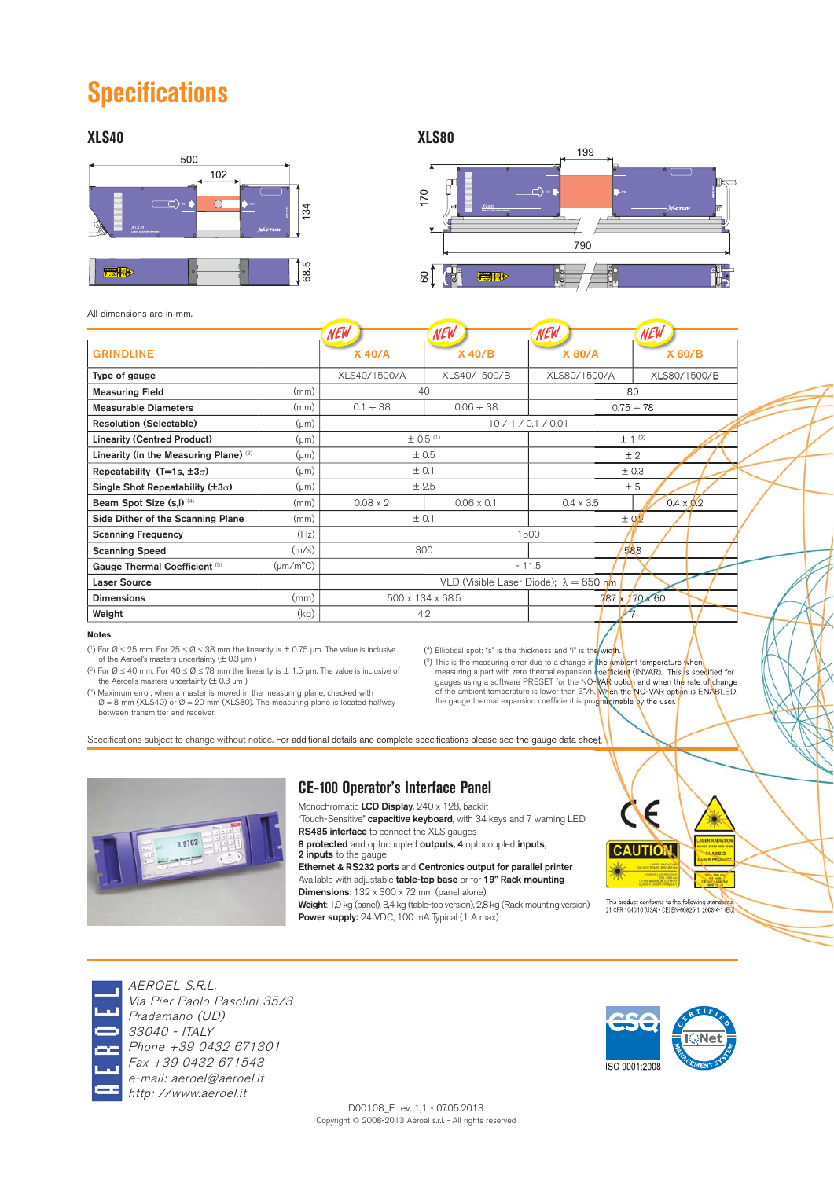# Specifications

## XLS40

500
102
134
68.5

## XLS80

199
170
790
60

All dimensions are in mm.

| GRINDLINE | | NEW X 40/A | NEW X 40/B | NEW X 80/A | NEW X 80/B |
|---|---|---|---|---|---|
| **Type of gauge** | | XLS40/1500/A | XLS40/1500/B | XLS80/1500/A | XLS80/1500/B |
| **Measuring Field** | (mm) | 40 | | 80 | |
| **Measurable Diameters** | (mm) | 0.1 ÷ 38 | 0.06 ÷ 38 | 0.75 ÷ 78 | |
| **Resolution (Selectable)** | (μm) | 10 / 1 / 0.1 / 0.01 | | | |
| **Linearity (Centred Product)** | (μm) | ± 0.5 [(1)] | | ± 1 [(2)] | |
| **Linearity (in the Measuring Plane)** [(3)] | (μm) | ± 0.5 | | ± 2 | |
| **Repeatability (T=1s, ±3σ)** | (μm) | ± 0.1 | | ± 0.3 | |
| **Single Shot Repeatability (±3σ)** | (μm) | ± 2.5 | | ± 5 | |
| **Beam Spot Size (s,l)** [(4)] | (mm) | 0.08 x 2 | 0.06 x 0.1 | 0.4 x 3.5 | 0.4 x 0.2 |
| **Side Dither of the Scanning Plane** | (mm) | ± 0.1 | | ± 0.2 | |
| **Scanning Frequency** | (Hz) | 1500 | | | |
| **Scanning Speed** | (m/s) | 300 | | 588 | |
| **Gauge Thermal Coefficient** [(5)] | (μm/m°C) | - 11.5 | | | |
| **Laser Source** | | VLD (Visible Laser Diode); λ = 650 nm | | | |
| **Dimensions** | (mm) | 500 x 134 x 68.5 | | 787 x 170 x 60 | |
| **Weight** | (kg) | 4.2 | | 7 | |

**Notes**

(1) For Ø ≤ 25 mm. For 25 ≤ Ø ≤ 38 mm the linearity is ± 0.75 μm. The value is inclusive of the Aeroel's masters uncertainty (± 0.3 μm)

(2) For Ø ≤ 40 mm. For 40 ≤ Ø ≤ 78 mm the linearity is ± 1.5 μm. The value is inclusive of the Aeroel's masters uncertainty (± 0.3 μm)

(3) Maximum error, when a master is moved in the measuring plane, checked with Ø = 8 mm (XLS40) or Ø = 20 mm (XLS80). The measuring plane is located halfway between transmitter and receiver.

(4) Elliptical spot: "s" is the thickness and "l" is the width.

(5) This is the measuring error due to a change in the ambient temperature when measuring a part with zero thermal expansion coefficient (INVAR). This is specified for gauges using a software PRESET for the NO-VAR option and when the rate of change of the ambient temperature is lower than 3°/h. When the NO-VAR option is ENABLED, the gauge thermal expansion coefficient is programmable by the user.

Specifications subject to change without notice. For additional details and complete specifications please see the gauge data sheet.

## CE-100 Operator's Interface Panel

Monochromatic **LCD Display,** 240 x 128, backlit
"Touch-Sensitive" **capacitive keyboard,** with 34 keys and 7 warning LED
**RS485 interface** to connect the XLS gauges
**8 protected** and optocoupled **outputs, 4** optocoupled **inputs,**
**2 inputs** to the gauge
**Ethernet & RS232 ports** and **Centronics output for parallel printer**
Available with adjustable **table-top base** or for **19" Rack mounting**
**Dimensions**: 132 x 300 x 72 mm (panel alone)
**Weight**: 1,9 kg (panel), 3,4 kg (table-top version), 2,8 kg (Rack mounting version)
**Power supply:** 24 VDC, 100 mA Typical (1 A max)

CAUTION

This product conforms to the following standards:
21 CFR 1040.10 (USA) - CEI EN-60825-1, 2003-4-1 (EU)

*AEROEL S.R.L.*
*Via Pier Paolo Pasolini 35/3*
*Pradamano (UD)*
*33040 - ITALY*
*Phone +39 0432 671301*
*Fax +39 0432 671543*
*e-mail: aeroel@aeroel.it*
*http: //www.aeroel.it*

ISO 9001:2008

D00108_E rev. 1,1 - 07.05.2013
Copyright © 2008-2013 Aeroel s.r.l. - All rights reserved